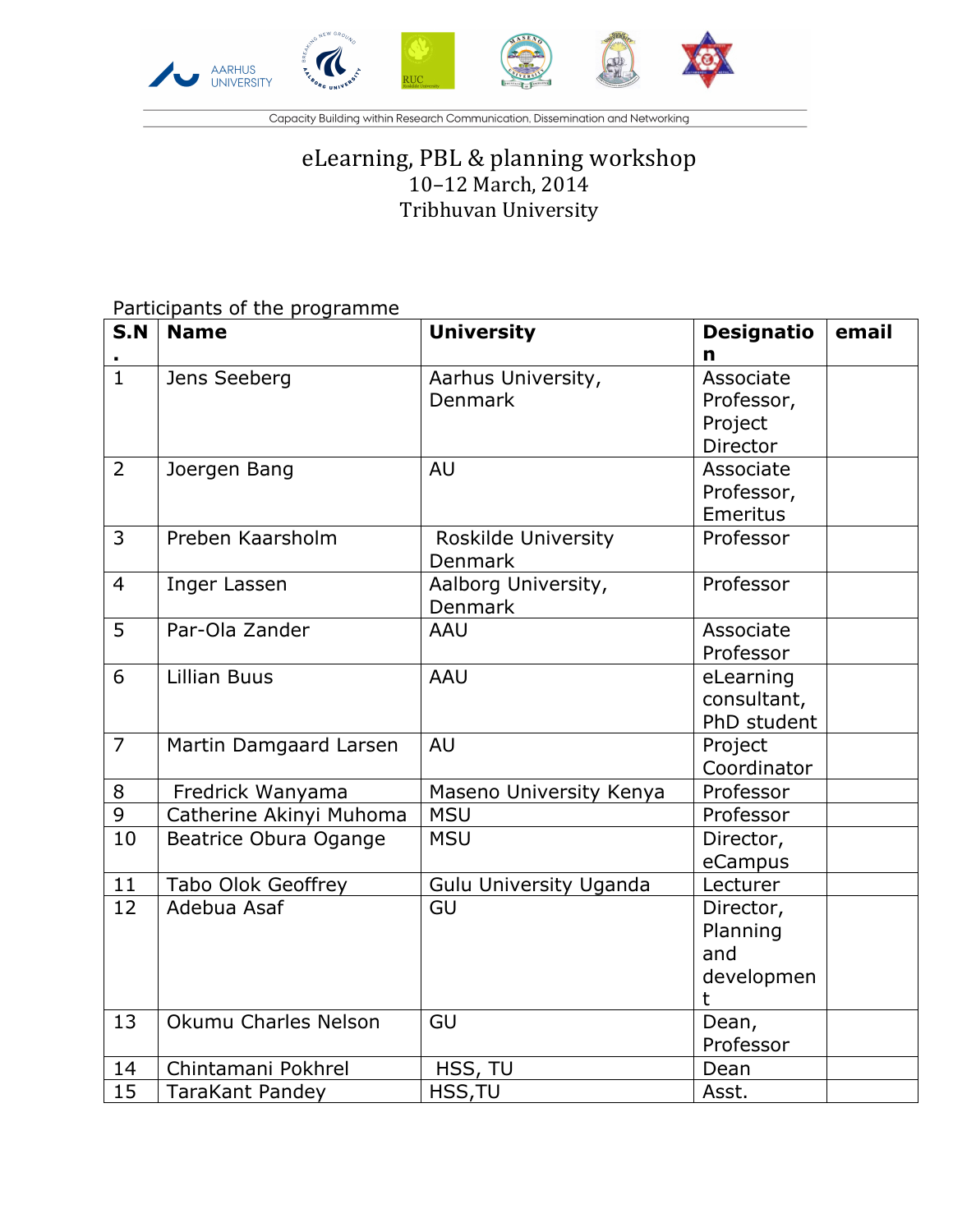Capacity Building within Research Communication, Dissemination and Networking

# eLearning, PBL & planning workshop

10–12 March, 2014

Tribhuvan University

Participants of the programme

| S.N. | Name | University | Designation | email |
|---|---|---|---|---|
| 1 | Jens Seeberg | Aarhus University, Denmark | Associate Professor, Project Director | |
| 2 | Joergen Bang | AU | Associate Professor, Emeritus | |
| 3 | Preben Kaarsholm | Roskilde University Denmark | Professor | |
| 4 | Inger Lassen | Aalborg University, Denmark | Professor | |
| 5 | Par-Ola Zander | AAU | Associate Professor | |
| 6 | Lillian Buus | AAU | eLearning consultant, PhD student | |
| 7 | Martin Damgaard Larsen | AU | Project Coordinator | |
| 8 | Fredrick Wanyama | Maseno University Kenya | Professor | |
| 9 | Catherine Akinyi Muhoma | MSU | Professor | |
| 10 | Beatrice Obura Ogange | MSU | Director, eCampus | |
| 11 | Tabo Olok Geoffrey | Gulu University Uganda | Lecturer | |
| 12 | Adebua Asaf | GU | Director, Planning and development | |
| 13 | Okumu Charles Nelson | GU | Dean, Professor | |
| 14 | Chintamani Pokhrel | HSS, TU | Dean | |
| 15 | TaraKant Pandey | HSS,TU | Asst. | |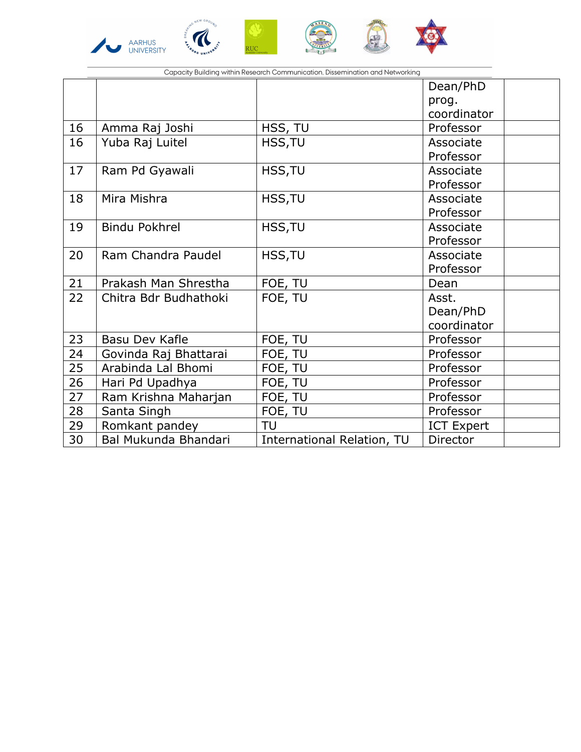| | | | | |
|---|---|---|---|---|
| | | | Dean/PhD prog. coordinator | |
| 16 | Amma Raj Joshi | HSS, TU | Professor | |
| 16 | Yuba Raj Luitel | HSS,TU | Associate Professor | |
| 17 | Ram Pd Gyawali | HSS,TU | Associate Professor | |
| 18 | Mira Mishra | HSS,TU | Associate Professor | |
| 19 | Bindu Pokhrel | HSS,TU | Associate Professor | |
| 20 | Ram Chandra Paudel | HSS,TU | Associate Professor | |
| 21 | Prakash Man Shrestha | FOE, TU | Dean | |
| 22 | Chitra Bdr Budhathoki | FOE, TU | Asst. Dean/PhD coordinator | |
| 23 | Basu Dev Kafle | FOE, TU | Professor | |
| 24 | Govinda Raj Bhattarai | FOE, TU | Professor | |
| 25 | Arabinda Lal Bhomi | FOE, TU | Professor | |
| 26 | Hari Pd Upadhya | FOE, TU | Professor | |
| 27 | Ram Krishna Maharjan | FOE, TU | Professor | |
| 28 | Santa Singh | FOE, TU | Professor | |
| 29 | Romkant pandey | TU | ICT Expert | |
| 30 | Bal Mukunda Bhandari | International Relation, TU | Director | |